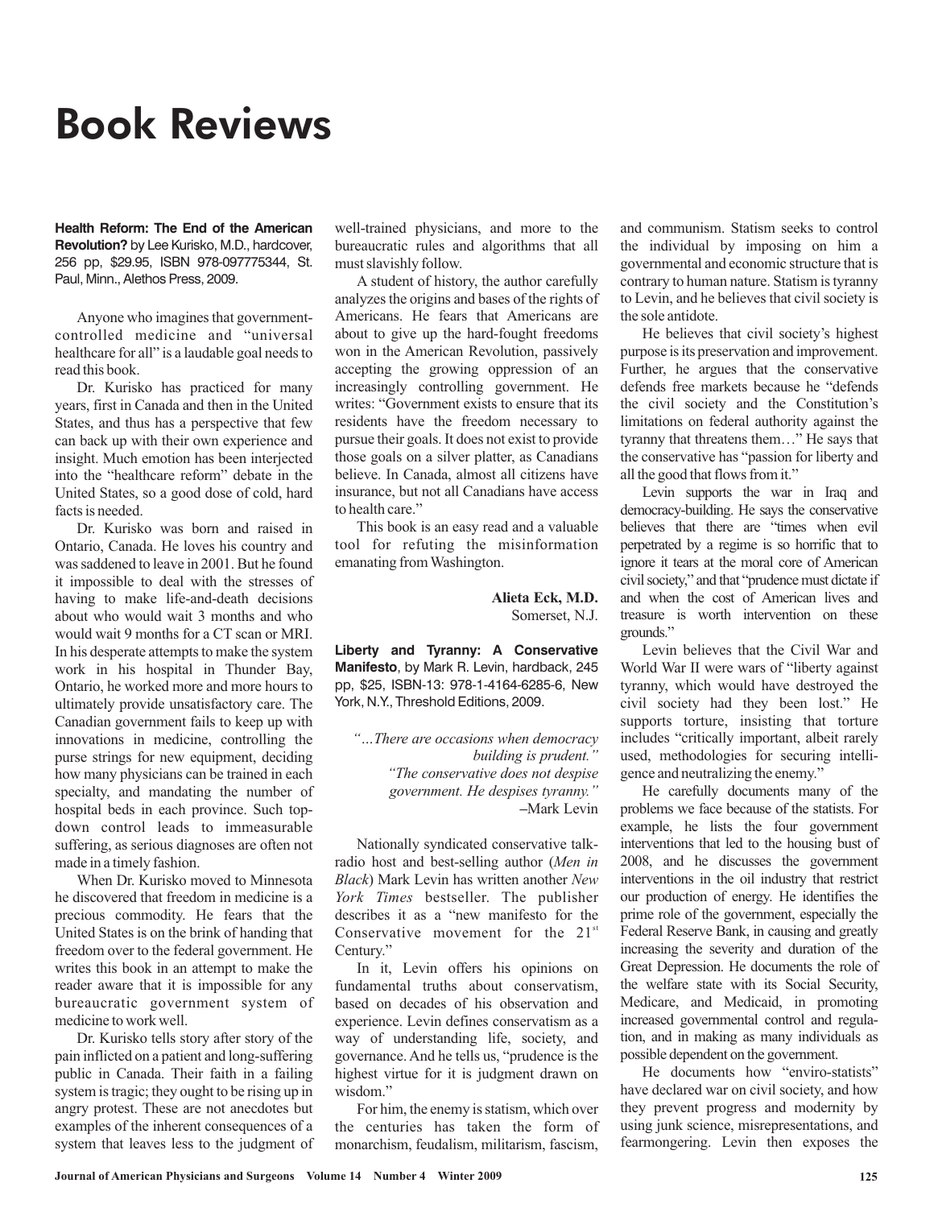# Book Reviews

**Health Reform: The End of the American Revolution?** by Lee Kurisko, M.D., hardcover, 256 pp, $29.95, ISBN 978-097775344, St. Paul, Minn., Alethos Press, 2009.

Anyone who imagines that government-controlled medicine and "universal healthcare for all" is a laudable goal needs to read this book.

Dr. Kurisko has practiced for many years, first in Canada and then in the United States, and thus has a perspective that few can back up with their own experience and insight. Much emotion has been interjected into the "healthcare reform" debate in the United States, so a good dose of cold, hard facts is needed.

Dr. Kurisko was born and raised in Ontario, Canada. He loves his country and was saddened to leave in 2001. But he found it impossible to deal with the stresses of having to make life-and-death decisions about who would wait 3 months and who would wait 9 months for a CT scan or MRI. In his desperate attempts to make the system work in his hospital in Thunder Bay, Ontario, he worked more and more hours to ultimately provide unsatisfactory care. The Canadian government fails to keep up with innovations in medicine, controlling the purse strings for new equipment, deciding how many physicians can be trained in each specialty, and mandating the number of hospital beds in each province. Such top-down control leads to immeasurable suffering, as serious diagnoses are often not made in a timely fashion.

When Dr. Kurisko moved to Minnesota he discovered that freedom in medicine is a precious commodity. He fears that the United States is on the brink of handing that freedom over to the federal government. He writes this book in an attempt to make the reader aware that it is impossible for any bureaucratic government system of medicine to work well.

Dr. Kurisko tells story after story of the pain inflicted on a patient and long-suffering public in Canada. Their faith in a failing system is tragic; they ought to be rising up in angry protest. These are not anecdotes but examples of the inherent consequences of a system that leaves less to the judgment of well-trained physicians, and more to the bureaucratic rules and algorithms that all must slavishly follow.

A student of history, the author carefully analyzes the origins and bases of the rights of Americans. He fears that Americans are about to give up the hard-fought freedoms won in the American Revolution, passively accepting the growing oppression of an increasingly controlling government. He writes: "Government exists to ensure that its residents have the freedom necessary to pursue their goals. It does not exist to provide those goals on a silver platter, as Canadians believe. In Canada, almost all citizens have insurance, but not all Canadians have access to health care."

This book is an easy read and a valuable tool for refuting the misinformation emanating from Washington.

**Alieta Eck, M.D.**
Somerset, N.J.

**Liberty and Tyranny: A Conservative Manifesto**, by Mark R. Levin, hardback, 245 pp, $25, ISBN-13: 978-1-4164-6285-6, New York, N.Y., Threshold Editions, 2009.

> *"…There are occasions when democracy building is prudent."*
> *"The conservative does not despise government. He despises tyranny."*
> –Mark Levin

Nationally syndicated conservative talk-radio host and best-selling author (*Men in Black*) Mark Levin has written another *New York Times* bestseller. The publisher describes it as a "new manifesto for the Conservative movement for the 21st Century."

In it, Levin offers his opinions on fundamental truths about conservatism, based on decades of his observation and experience. Levin defines conservatism as a way of understanding life, society, and governance. And he tells us, "prudence is the highest virtue for it is judgment drawn on wisdom."

For him, the enemy is statism, which over the centuries has taken the form of monarchism, feudalism, militarism, fascism, and communism. Statism seeks to control the individual by imposing on him a governmental and economic structure that is contrary to human nature. Statism is tyranny to Levin, and he believes that civil society is the sole antidote.

He believes that civil society's highest purpose is its preservation and improvement. Further, he argues that the conservative defends free markets because he "defends the civil society and the Constitution's limitations on federal authority against the tyranny that threatens them…" He says that the conservative has "passion for liberty and all the good that flows from it."

Levin supports the war in Iraq and democracy-building. He says the conservative believes that there are "times when evil perpetrated by a regime is so horrific that to ignore it tears at the moral core of American civil society," and that "prudence must dictate if and when the cost of American lives and treasure is worth intervention on these grounds."

Levin believes that the Civil War and World War II were wars of "liberty against tyranny, which would have destroyed the civil society had they been lost." He supports torture, insisting that torture includes "critically important, albeit rarely used, methodologies for securing intelligence and neutralizing the enemy."

He carefully documents many of the problems we face because of the statists. For example, he lists the four government interventions that led to the housing bust of 2008, and he discusses the government interventions in the oil industry that restrict our production of energy. He identifies the prime role of the government, especially the Federal Reserve Bank, in causing and greatly increasing the severity and duration of the Great Depression. He documents the role of the welfare state with its Social Security, Medicare, and Medicaid, in promoting increased governmental control and regulation, and in making as many individuals as possible dependent on the government.

He documents how "enviro-statists" have declared war on civil society, and how they prevent progress and modernity by using junk science, misrepresentations, and fearmongering. Levin then exposes the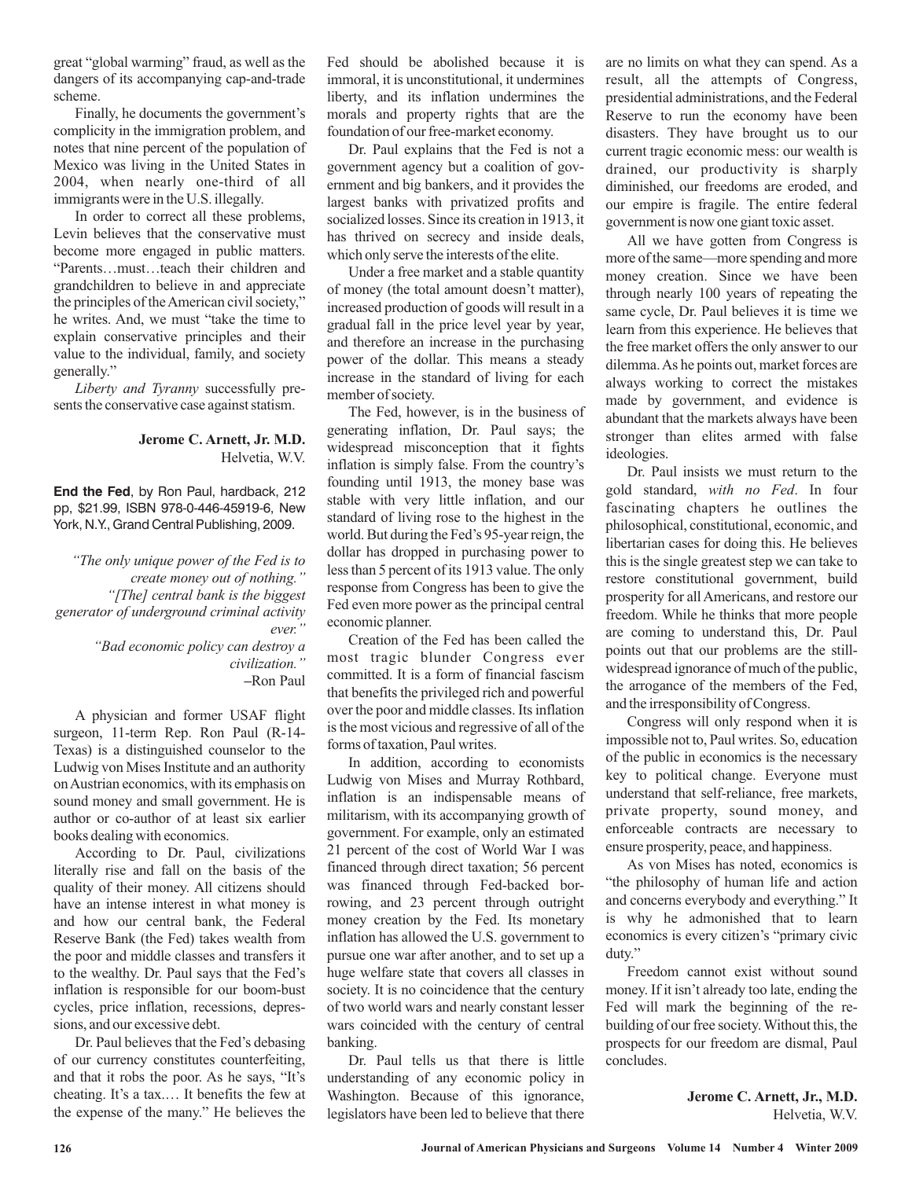great "global warming" fraud, as well as the dangers of its accompanying cap-and-trade scheme.

Finally, he documents the government's complicity in the immigration problem, and notes that nine percent of the population of Mexico was living in the United States in 2004, when nearly one-third of all immigrants were in the U.S. illegally.

In order to correct all these problems, Levin believes that the conservative must become more engaged in public matters. "Parents…must…teach their children and grandchildren to believe in and appreciate the principles of the American civil society," he writes. And, we must "take the time to explain conservative principles and their value to the individual, family, and society generally."

*Liberty and Tyranny* successfully presents the conservative case against statism.

**Jerome C. Arnett, Jr. M.D.**
Helvetia, W.V.

**End the Fed**, by Ron Paul, hardback, 212 pp, $21.99, ISBN 978-0-446-45919-6, New York, N.Y., Grand Central Publishing, 2009.

*"The only unique power of the Fed is to create money out of nothing."*
*"[The] central bank is the biggest generator of underground criminal activity ever."*
*"Bad economic policy can destroy a civilization."*
–Ron Paul

A physician and former USAF flight surgeon, 11-term Rep. Ron Paul (R-14-Texas) is a distinguished counselor to the Ludwig von Mises Institute and an authority on Austrian economics, with its emphasis on sound money and small government. He is author or co-author of at least six earlier books dealing with economics.

According to Dr. Paul, civilizations literally rise and fall on the basis of the quality of their money. All citizens should have an intense interest in what money is and how our central bank, the Federal Reserve Bank (the Fed) takes wealth from the poor and middle classes and transfers it to the wealthy. Dr. Paul says that the Fed's inflation is responsible for our boom-bust cycles, price inflation, recessions, depressions, and our excessive debt.

Dr. Paul believes that the Fed's debasing of our currency constitutes counterfeiting, and that it robs the poor. As he says, "It's cheating. It's a tax.… It benefits the few at the expense of the many." He believes the Fed should be abolished because it is immoral, it is unconstitutional, it undermines liberty, and its inflation undermines the morals and property rights that are the foundation of our free-market economy.

Dr. Paul explains that the Fed is not a government agency but a coalition of government and big bankers, and it provides the largest banks with privatized profits and socialized losses. Since its creation in 1913, it has thrived on secrecy and inside deals, which only serve the interests of the elite.

Under a free market and a stable quantity of money (the total amount doesn't matter), increased production of goods will result in a gradual fall in the price level year by year, and therefore an increase in the purchasing power of the dollar. This means a steady increase in the standard of living for each member of society.

The Fed, however, is in the business of generating inflation, Dr. Paul says; the widespread misconception that it fights inflation is simply false. From the country's founding until 1913, the money base was stable with very little inflation, and our standard of living rose to the highest in the world. But during the Fed's 95-year reign, the dollar has dropped in purchasing power to less than 5 percent of its 1913 value. The only response from Congress has been to give the Fed even more power as the principal central economic planner.

Creation of the Fed has been called the most tragic blunder Congress ever committed. It is a form of financial fascism that benefits the privileged rich and powerful over the poor and middle classes. Its inflation is the most vicious and regressive of all of the forms of taxation, Paul writes.

In addition, according to economists Ludwig von Mises and Murray Rothbard, inflation is an indispensable means of militarism, with its accompanying growth of government. For example, only an estimated 21 percent of the cost of World War I was financed through direct taxation; 56 percent was financed through Fed-backed borrowing, and 23 percent through outright money creation by the Fed. Its monetary inflation has allowed the U.S. government to pursue one war after another, and to set up a huge welfare state that covers all classes in society. It is no coincidence that the century of two world wars and nearly constant lesser wars coincided with the century of central banking.

Dr. Paul tells us that there is little understanding of any economic policy in Washington. Because of this ignorance, legislators have been led to believe that there are no limits on what they can spend. As a result, all the attempts of Congress, presidential administrations, and the Federal Reserve to run the economy have been disasters. They have brought us to our current tragic economic mess: our wealth is drained, our productivity is sharply diminished, our freedoms are eroded, and our empire is fragile. The entire federal government is now one giant toxic asset.

All we have gotten from Congress is more of the same—more spending and more money creation. Since we have been through nearly 100 years of repeating the same cycle, Dr. Paul believes it is time we learn from this experience. He believes that the free market offers the only answer to our dilemma. As he points out, market forces are always working to correct the mistakes made by government, and evidence is abundant that the markets always have been stronger than elites armed with false ideologies.

Dr. Paul insists we must return to the gold standard, *with no Fed*. In four fascinating chapters he outlines the philosophical, constitutional, economic, and libertarian cases for doing this. He believes this is the single greatest step we can take to restore constitutional government, build prosperity for all Americans, and restore our freedom. While he thinks that more people are coming to understand this, Dr. Paul points out that our problems are the still-widespread ignorance of much of the public, the arrogance of the members of the Fed, and the irresponsibility of Congress.

Congress will only respond when it is impossible not to, Paul writes. So, education of the public in economics is the necessary key to political change. Everyone must understand that self-reliance, free markets, private property, sound money, and enforceable contracts are necessary to ensure prosperity, peace, and happiness.

As von Mises has noted, economics is "the philosophy of human life and action and concerns everybody and everything." It is why he admonished that to learn economics is every citizen's "primary civic duty."

Freedom cannot exist without sound money. If it isn't already too late, ending the Fed will mark the beginning of the rebuilding of our free society. Without this, the prospects for our freedom are dismal, Paul concludes.

**Jerome C. Arnett, Jr., M.D.**
Helvetia, W.V.